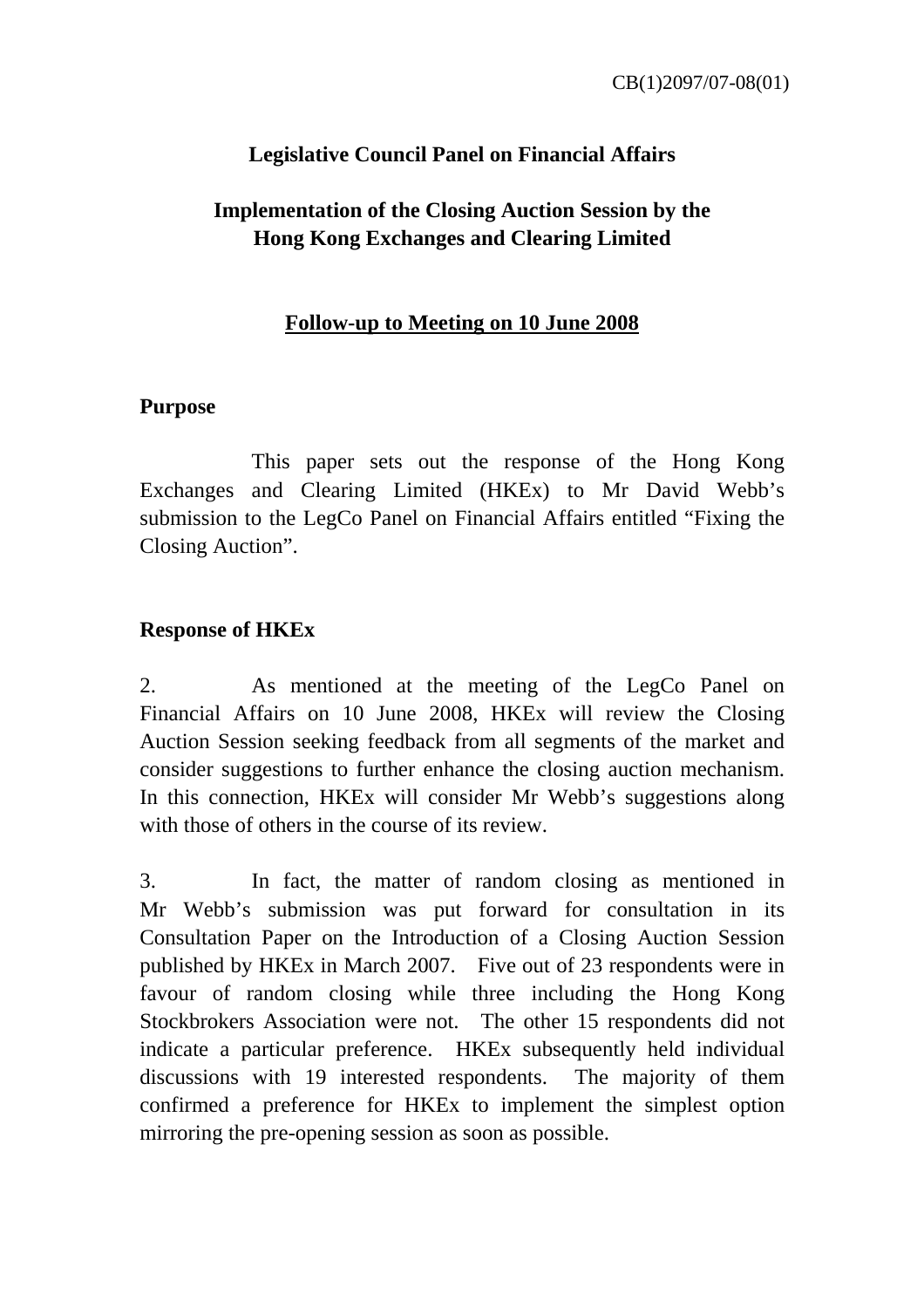CB(1)2097/07-08(01)

**Legislative Council Panel on Financial Affairs**

**Implementation of the Closing Auction Session by the Hong Kong Exchanges and Clearing Limited**

**<u>Follow-up to Meeting on 10 June 2008</u>**

**Purpose**

This paper sets out the response of the Hong Kong Exchanges and Clearing Limited (HKEx) to Mr David Webb's submission to the LegCo Panel on Financial Affairs entitled "Fixing the Closing Auction".

**Response of HKEx**

2. As mentioned at the meeting of the LegCo Panel on Financial Affairs on 10 June 2008, HKEx will review the Closing Auction Session seeking feedback from all segments of the market and consider suggestions to further enhance the closing auction mechanism. In this connection, HKEx will consider Mr Webb's suggestions along with those of others in the course of its review.

3. In fact, the matter of random closing as mentioned in Mr Webb's submission was put forward for consultation in its Consultation Paper on the Introduction of a Closing Auction Session published by HKEx in March 2007. Five out of 23 respondents were in favour of random closing while three including the Hong Kong Stockbrokers Association were not. The other 15 respondents did not indicate a particular preference. HKEx subsequently held individual discussions with 19 interested respondents. The majority of them confirmed a preference for HKEx to implement the simplest option mirroring the pre-opening session as soon as possible.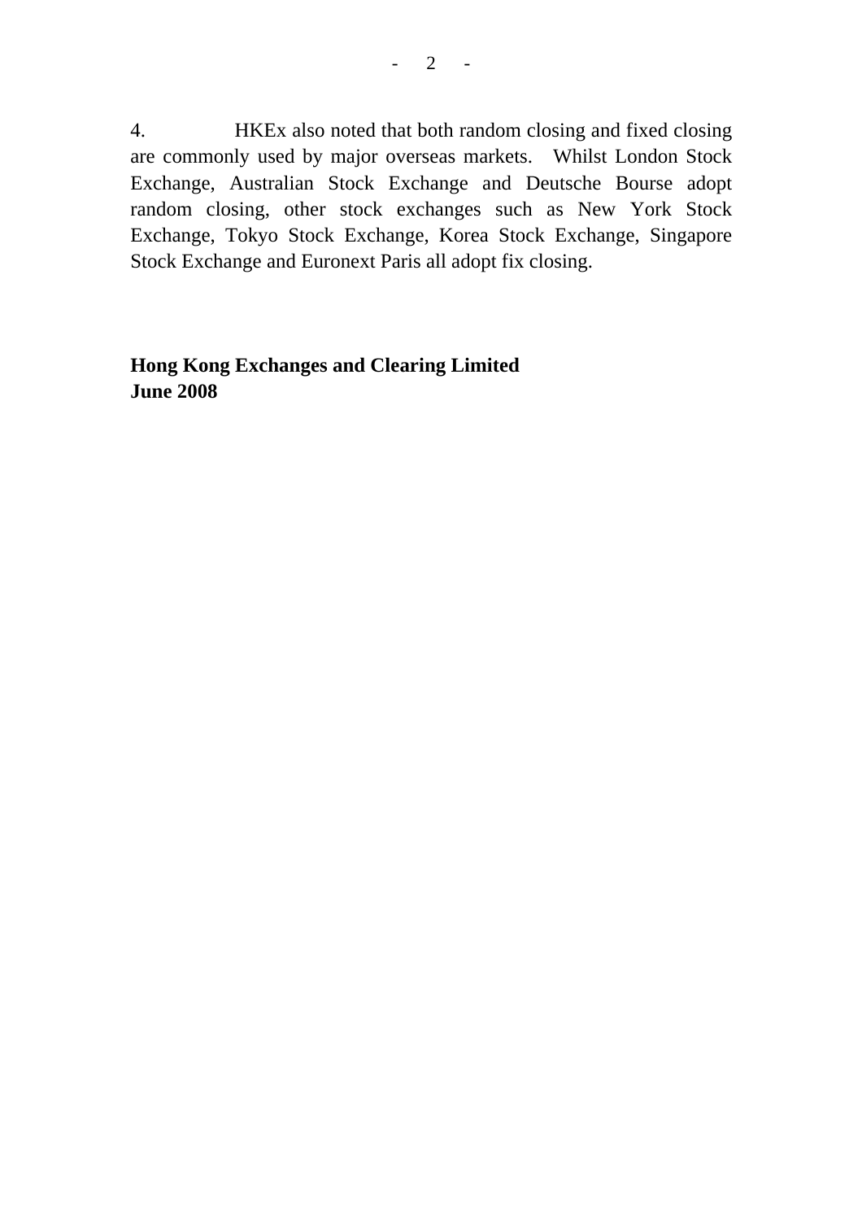4. HKEx also noted that both random closing and fixed closing are commonly used by major overseas markets. Whilst London Stock Exchange, Australian Stock Exchange and Deutsche Bourse adopt random closing, other stock exchanges such as New York Stock Exchange, Tokyo Stock Exchange, Korea Stock Exchange, Singapore Stock Exchange and Euronext Paris all adopt fix closing.

**Hong Kong Exchanges and Clearing Limited**
**June 2008**